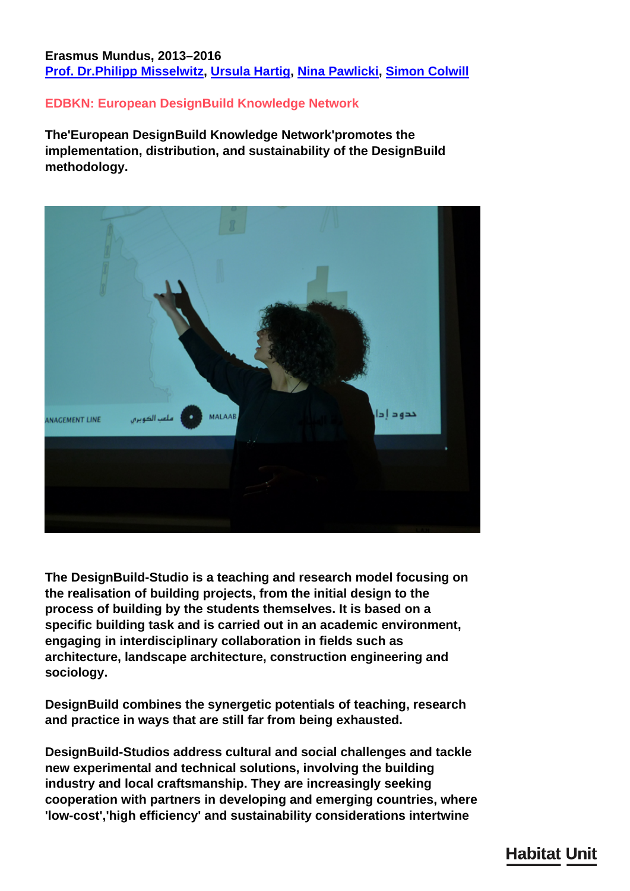**Erasmus Mundus, 2013–2016**
**Prof. Dr.Philipp Misselwitz, Ursula Hartig, Nina Pawlicki, Simon Colwill**

## EDBKN: European DesignBuild Knowledge Network

**The'European DesignBuild Knowledge Network'promotes the implementation, distribution, and sustainability of the DesignBuild methodology.**

**The DesignBuild-Studio is a teaching and research model focusing on the realisation of building projects, from the initial design to the process of building by the students themselves. It is based on a specific building task and is carried out in an academic environment, engaging in interdisciplinary collaboration in fields such as architecture, landscape architecture, construction engineering and sociology.**

**DesignBuild combines the synergetic potentials of teaching, research and practice in ways that are still far from being exhausted.**

**DesignBuild-Studios address cultural and social challenges and tackle new experimental and technical solutions, involving the building industry and local craftsmanship. They are increasingly seeking cooperation with partners in developing and emerging countries, where 'low-cost','high efficiency' and sustainability considerations intertwine**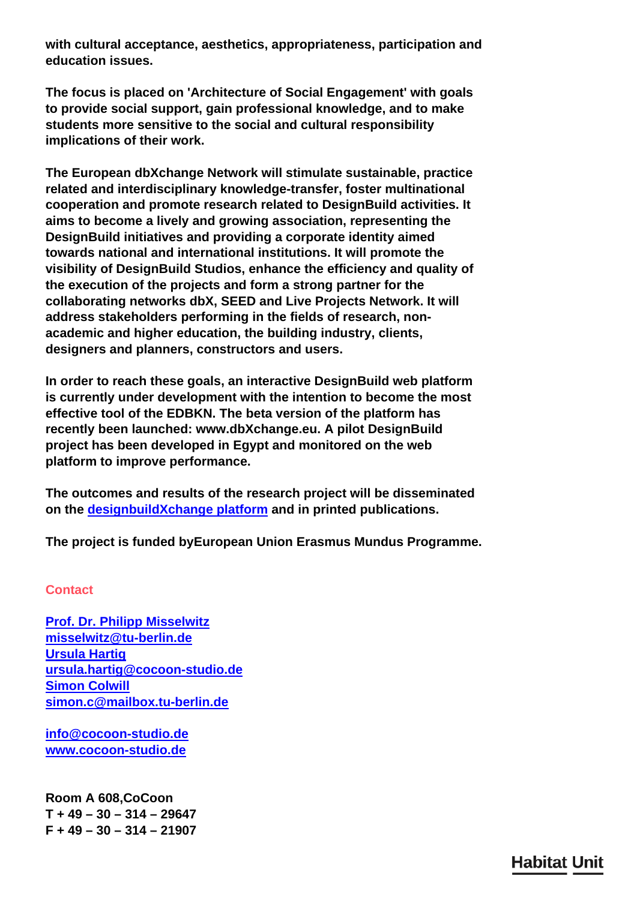**with cultural acceptance, aesthetics, appropriateness, participation and education issues.**

**The focus is placed on 'Architecture of Social Engagement' with goals to provide social support, gain professional knowledge, and to make students more sensitive to the social and cultural responsibility implications of their work.**

**The European dbXchange Network will stimulate sustainable, practice related and interdisciplinary knowledge-transfer, foster multinational cooperation and promote research related to DesignBuild activities. It aims to become a lively and growing association, representing the DesignBuild initiatives and providing a corporate identity aimed towards national and international institutions. It will promote the visibility of DesignBuild Studios, enhance the efficiency and quality of the execution of the projects and form a strong partner for the collaborating networks dbX, SEED and Live Projects Network. It will address stakeholders performing in the fields of research, non-academic and higher education, the building industry, clients, designers and planners, constructors and users.**

**In order to reach these goals, an interactive DesignBuild web platform is currently under development with the intention to become the most effective tool of the EDBKN. The beta version of the platform has recently been launched: www.dbXchange.eu. A pilot DesignBuild project has been developed in Egypt and monitored on the web platform to improve performance.**

**The outcomes and results of the research project will be disseminated on the designbuildXchange platform and in printed publications.**

**The project is funded byEuropean Union Erasmus Mundus Programme.**

## Contact

**Prof. Dr. Philipp Misselwitz**
**misselwitz@tu-berlin.de**
**Ursula Hartig**
**ursula.hartig@cocoon-studio.de**
**Simon Colwill**
**simon.c@mailbox.tu-berlin.de**

**info@cocoon-studio.de**
**www.cocoon-studio.de**

**Room A 608,CoCoon**
**T + 49 – 30 – 314 – 29647**
**F + 49 – 30 – 314 – 21907**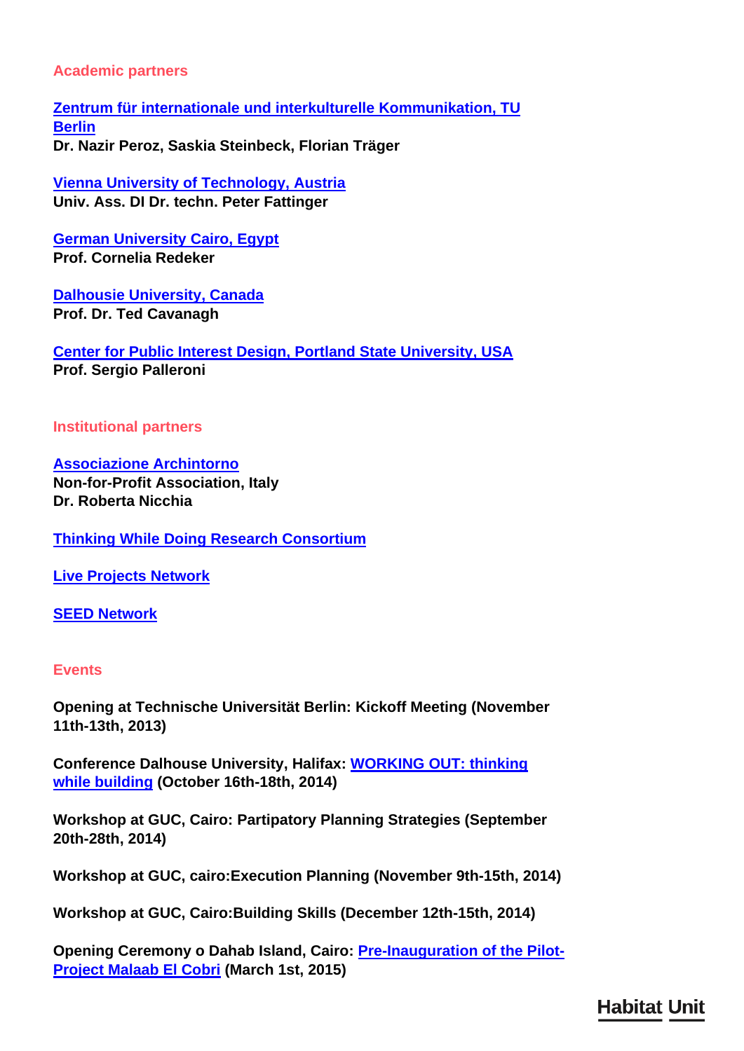## Academic partners

**Zentrum für internationale und interkulturelle Kommunikation, TU Berlin**
**Dr. Nazir Peroz, Saskia Steinbeck, Florian Träger**

**Vienna University of Technology, Austria**
**Univ. Ass. DI Dr. techn. Peter Fattinger**

**German University Cairo, Egypt**
**Prof. Cornelia Redeker**

**Dalhousie University, Canada**
**Prof. Dr. Ted Cavanagh**

**Center for Public Interest Design, Portland State University, USA**
**Prof. Sergio Palleroni**

## Institutional partners

**Associazione Archintorno**
**Non-for-Profit Association, Italy**
**Dr. Roberta Nicchia**

**Thinking While Doing Research Consortium**

**Live Projects Network**

**SEED Network**

## Events

**Opening at Technische Universität Berlin: Kickoff Meeting (November 11th-13th, 2013)**

**Conference Dalhouse University, Halifax: WORKING OUT: thinking while building (October 16th-18th, 2014)**

**Workshop at GUC, Cairo: Partipatory Planning Strategies (September 20th-28th, 2014)**

**Workshop at GUC, cairo:Execution Planning (November 9th-15th, 2014)**

**Workshop at GUC, Cairo:Building Skills (December 12th-15th, 2014)**

**Opening Ceremony o Dahab Island, Cairo: Pre-Inauguration of the Pilot-Project Malaab El Cobri (March 1st, 2015)**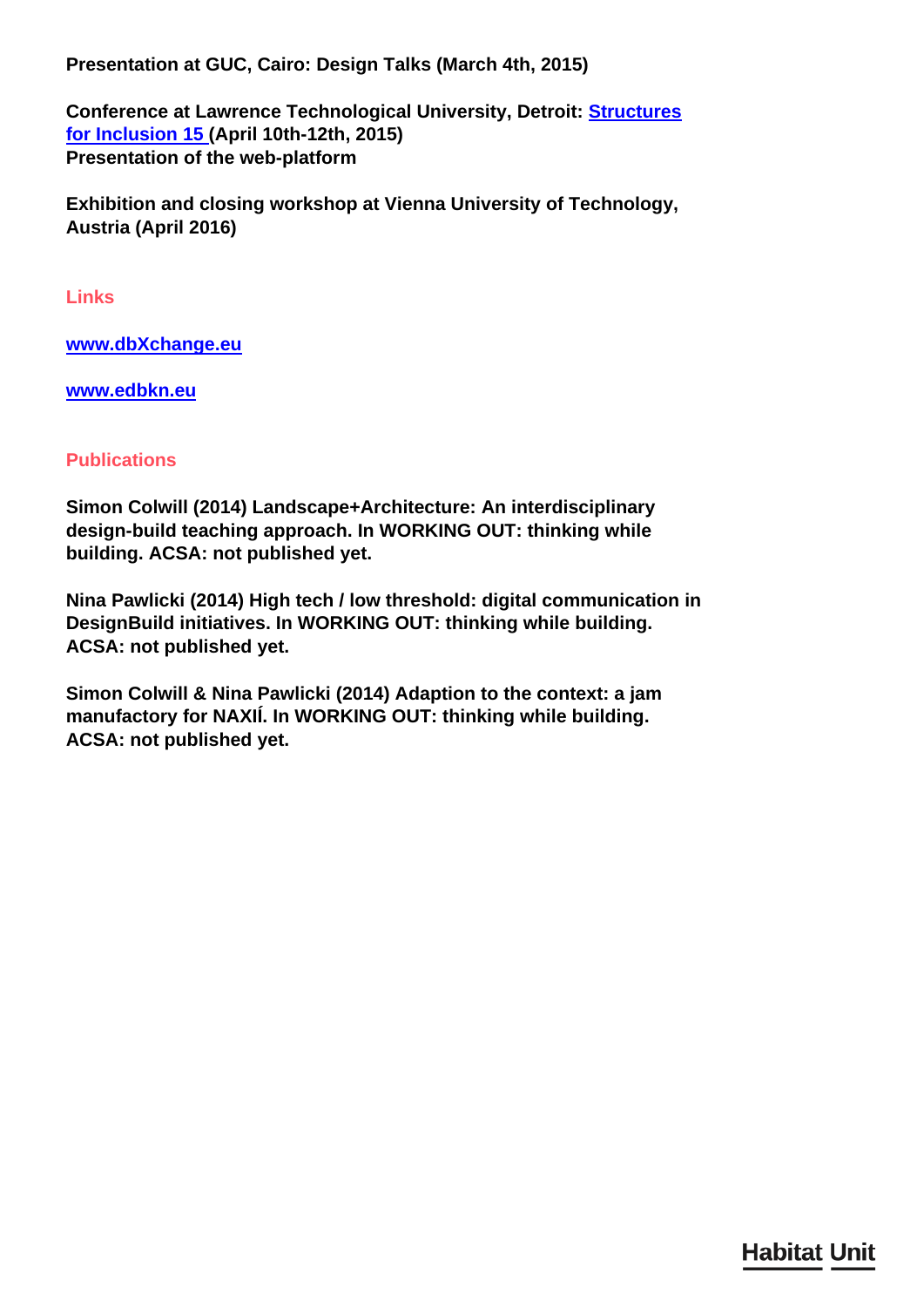**Presentation at GUC, Cairo: Design Talks (March 4th, 2015)**

**Conference at Lawrence Technological University, Detroit: Structures for Inclusion 15 (April 10th-12th, 2015)**
**Presentation of the web-platform**

**Exhibition and closing workshop at Vienna University of Technology, Austria (April 2016)**

## Links

**www.dbXchange.eu**

**www.edbkn.eu**

## Publications

**Simon Colwill (2014) Landscape+Architecture: An interdisciplinary design-build teaching approach. In WORKING OUT: thinking while building. ACSA: not published yet.**

**Nina Pawlicki (2014) High tech / low threshold: digital communication in DesignBuild initiatives. In WORKING OUT: thinking while building. ACSA: not published yet.**

**Simon Colwill & Nina Pawlicki (2014) Adaption to the context: a jam manufactory for NAXIÍ. In WORKING OUT: thinking while building. ACSA: not published yet.**